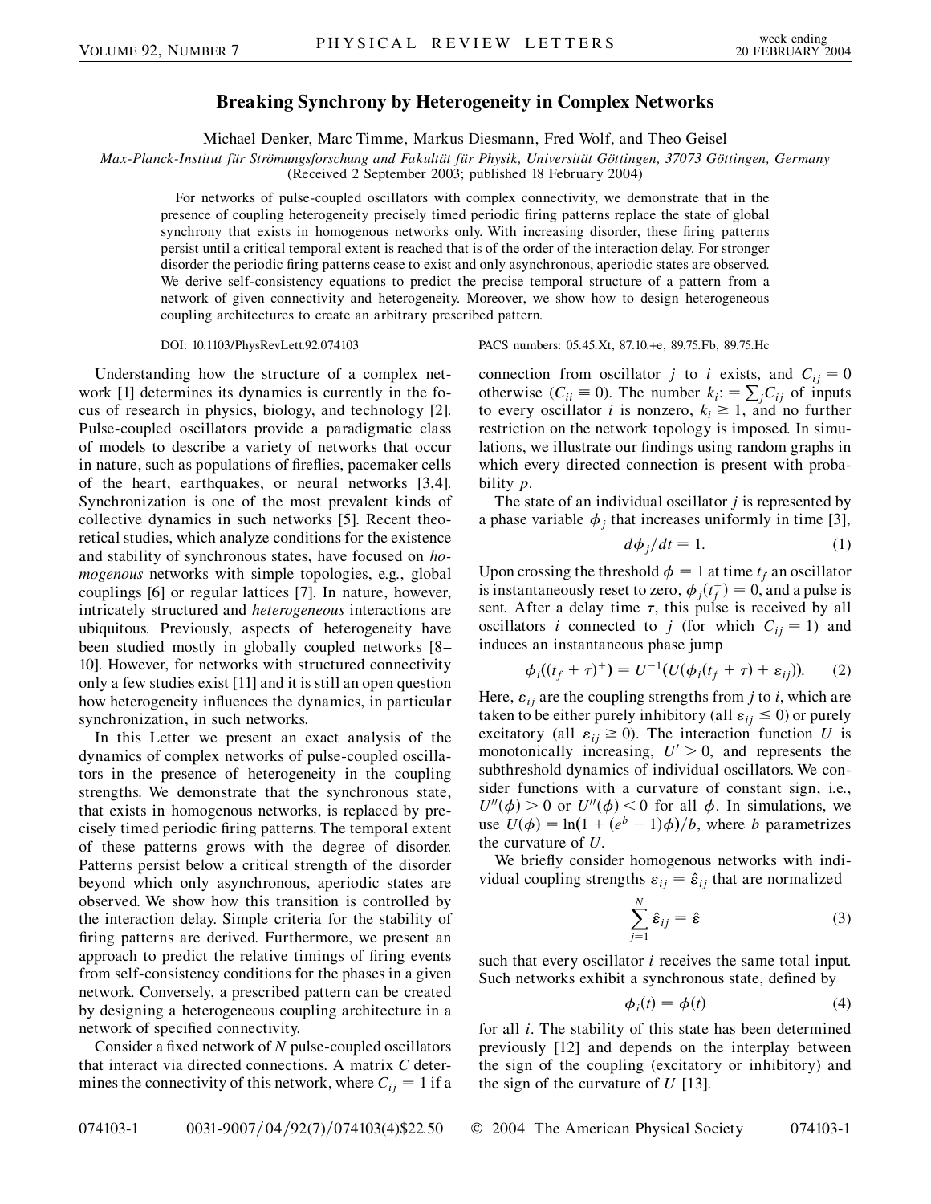# Breaking Synchrony by Heterogeneity in Complex Networks

Michael Denker, Marc Timme, Markus Diesmann, Fred Wolf, and Theo Geisel

*Max-Planck-Institut für Strömungsforschung and Fakultät für Physik, Universität Göttingen, 37073 Göttingen, Germany*
(Received 2 September 2003; published 18 February 2004)

For networks of pulse-coupled oscillators with complex connectivity, we demonstrate that in the presence of coupling heterogeneity precisely timed periodic firing patterns replace the state of global synchrony that exists in homogenous networks only. With increasing disorder, these firing patterns persist until a critical temporal extent is reached that is of the order of the interaction delay. For stronger disorder the periodic firing patterns cease to exist and only asynchronous, aperiodic states are observed. We derive self-consistency equations to predict the precise temporal structure of a pattern from a network of given connectivity and heterogeneity. Moreover, we show how to design heterogeneous coupling architectures to create an arbitrary prescribed pattern.

DOI: 10.1103/PhysRevLett.92.074103 PACS numbers: 05.45.Xt, 87.10.+e, 89.75.Fb, 89.75.Hc

Understanding how the structure of a complex network [1] determines its dynamics is currently in the focus of research in physics, biology, and technology [2]. Pulse-coupled oscillators provide a paradigmatic class of models to describe a variety of networks that occur in nature, such as populations of fireflies, pacemaker cells of the heart, earthquakes, or neural networks [3,4]. Synchronization is one of the most prevalent kinds of collective dynamics in such networks [5]. Recent theoretical studies, which analyze conditions for the existence and stability of synchronous states, have focused on *homogenous* networks with simple topologies, e.g., global couplings [6] or regular lattices [7]. In nature, however, intricately structured and *heterogeneous* interactions are ubiquitous. Previously, aspects of heterogeneity have been studied mostly in globally coupled networks [8–10]. However, for networks with structured connectivity only a few studies exist [11] and it is still an open question how heterogeneity influences the dynamics, in particular synchronization, in such networks.

In this Letter we present an exact analysis of the dynamics of complex networks of pulse-coupled oscillators in the presence of heterogeneity in the coupling strengths. We demonstrate that the synchronous state, that exists in homogenous networks, is replaced by precisely timed periodic firing patterns. The temporal extent of these patterns grows with the degree of disorder. Patterns persist below a critical strength of the disorder beyond which only asynchronous, aperiodic states are observed. We show how this transition is controlled by the interaction delay. Simple criteria for the stability of firing patterns are derived. Furthermore, we present an approach to predict the relative timings of firing events from self-consistency conditions for the phases in a given network. Conversely, a prescribed pattern can be created by designing a heterogeneous coupling architecture in a network of specified connectivity.

Consider a fixed network of $N$ pulse-coupled oscillators that interact via directed connections. A matrix $C$ determines the connectivity of this network, where $C_{ij} = 1$ if a connection from oscillator $j$ to $i$ exists, and $C_{ij} = 0$ otherwise ($C_{ii} \equiv 0$). The number $k_i := \sum_j C_{ij}$ of inputs to every oscillator $i$ is nonzero, $k_i \geq 1$, and no further restriction on the network topology is imposed. In simulations, we illustrate our findings using random graphs in which every directed connection is present with probability $p$.

The state of an individual oscillator $j$ is represented by a phase variable $\phi_j$ that increases uniformly in time [3],

$$d\phi_j/dt = 1. \tag{1}$$

Upon crossing the threshold $\phi = 1$ at time $t_f$ an oscillator is instantaneously reset to zero, $\phi_j(t_f^+) = 0$, and a pulse is sent. After a delay time $\tau$, this pulse is received by all oscillators $i$ connected to $j$ (for which $C_{ij} = 1$) and induces an instantaneous phase jump

$$\phi_i((t_f + \tau)^+) = U^{-1}(U(\phi_i(t_f + \tau) + \varepsilon_{ij})). \tag{2}$$

Here, $\varepsilon_{ij}$ are the coupling strengths from $j$ to $i$, which are taken to be either purely inhibitory (all $\varepsilon_{ij} \leq 0$) or purely excitatory (all $\varepsilon_{ij} \geq 0$). The interaction function $U$ is monotonically increasing, $U' > 0$, and represents the subthreshold dynamics of individual oscillators. We consider functions with a curvature of constant sign, i.e., $U''(\phi) > 0$ or $U''(\phi) < 0$ for all $\phi$. In simulations, we use $U(\phi) = \ln(1 + (e^b - 1)\phi)/b$, where $b$ parametrizes the curvature of $U$.

We briefly consider homogenous networks with individual coupling strengths $\varepsilon_{ij} = \hat{\varepsilon}_{ij}$ that are normalized

$$\sum_{j=1}^{N} \hat{\varepsilon}_{ij} = \hat{\varepsilon} \tag{3}$$

such that every oscillator $i$ receives the same total input. Such networks exhibit a synchronous state, defined by

$$\phi_i(t) = \phi(t) \tag{4}$$

for all $i$. The stability of this state has been determined previously [12] and depends on the interplay between the sign of the coupling (excitatory or inhibitory) and the sign of the curvature of $U$ [13].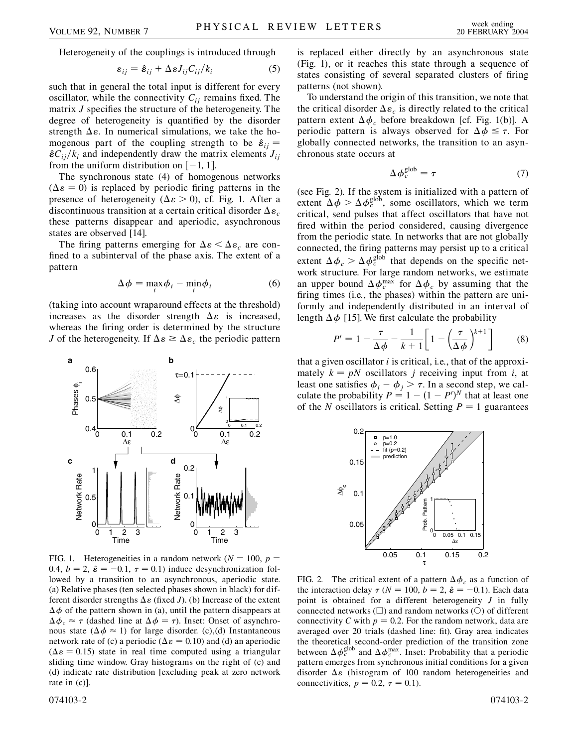Heterogeneity of the couplings is introduced through

$$\varepsilon_{ij} = \hat{\varepsilon}_{ij} + \Delta\varepsilon J_{ij} C_{ij}/k_i \tag{5}$$

such that in general the total input is different for every oscillator, while the connectivity $C_{ij}$ remains fixed. The matrix $J$ specifies the structure of the heterogeneity. The degree of heterogeneity is quantified by the disorder strength $\Delta\varepsilon$. In numerical simulations, we take the homogenous part of the coupling strength to be $\hat{\varepsilon}_{ij} = \hat{\varepsilon} C_{ij}/k_i$ and independently draw the matrix elements $J_{ij}$ from the uniform distribution on $[-1, 1]$.

The synchronous state (4) of homogenous networks ($\Delta\varepsilon = 0$) is replaced by periodic firing patterns in the presence of heterogeneity ($\Delta\varepsilon > 0$), cf. Fig. 1. After a discontinuous transition at a certain critical disorder $\Delta\varepsilon_c$ these patterns disappear and aperiodic, asynchronous states are observed [14].

The firing patterns emerging for $\Delta\varepsilon < \Delta\varepsilon_c$ are confined to a subinterval of the phase axis. The extent of a pattern

$$\Delta\phi = \max_i \phi_i - \min_i \phi_i \tag{6}$$

(taking into account wraparound effects at the threshold) increases as the disorder strength $\Delta\varepsilon$ is increased, whereas the firing order is determined by the structure $J$ of the heterogeneity. If $\Delta\varepsilon \geq \Delta\varepsilon_c$ the periodic pattern is replaced either directly by an asynchronous state (Fig. 1), or it reaches this state through a sequence of states consisting of several separated clusters of firing patterns (not shown).

FIG. 1. Heterogeneities in a random network ($N = 100$, $p = 0.4$, $b = 2$, $\hat{\varepsilon} = -0.1$, $\tau = 0.1$) induce desynchronization followed by a transition to an asynchronous, aperiodic state. (a) Relative phases (ten selected phases shown in black) for different disorder strengths $\Delta\varepsilon$ (fixed $J$). (b) Increase of the extent $\Delta\phi$ of the pattern shown in (a), until the pattern disappears at $\Delta\phi_c \approx \tau$ (dashed line at $\Delta\phi = \tau$). Inset: Onset of asynchronous state ($\Delta\phi \approx 1$) for large disorder. (c),(d) Instantaneous network rate of (c) a periodic ($\Delta\varepsilon = 0.10$) and (d) an aperiodic ($\Delta\varepsilon = 0.15$) state in real time computed using a triangular sliding time window. Gray histograms on the right of (c) and (d) indicate rate distribution [excluding peak at zero network rate in (c)].

To understand the origin of this transition, we note that the critical disorder $\Delta\varepsilon_c$ is directly related to the critical pattern extent $\Delta\phi_c$ before breakdown [cf. Fig. 1(b)]. A periodic pattern is always observed for $\Delta\phi \leq \tau$. For globally connected networks, the transition to an asynchronous state occurs at

$$\Delta\phi_c^{\text{glob}} = \tau \tag{7}$$

(see Fig. 2). If the system is initialized with a pattern of extent $\Delta\phi > \Delta\phi_c^{\text{glob}}$, some oscillators, which we term critical, send pulses that affect oscillators that have not fired within the period considered, causing divergence from the periodic state. In networks that are not globally connected, the firing patterns may persist up to a critical extent $\Delta\phi_c > \Delta\phi_c^{\text{glob}}$ that depends on the specific network structure. For large random networks, we estimate an upper bound $\Delta\phi_c^{\max}$ for $\Delta\phi_c$ by assuming that the firing times (i.e., the phases) within the pattern are uniformly and independently distributed in an interval of length $\Delta\phi$ [15]. We first calculate the probability

$$P' = 1 - \frac{\tau}{\Delta\phi} - \frac{1}{k+1}\left[1 - \left(\frac{\tau}{\Delta\phi}\right)^{k+1}\right] \tag{8}$$

that a given oscillator $i$ is critical, i.e., that of the approximately $k = pN$ oscillators $j$ receiving input from $i$, at least one satisfies $\phi_i - \phi_j > \tau$. In a second step, we calculate the probability $P = 1 - (1 - P')^N$ that at least one of the $N$ oscillators is critical. Setting $P = 1$ guarantees

FIG. 2. The critical extent of a pattern $\Delta\phi_c$ as a function of the interaction delay $\tau$ ($N = 100$, $b = 2$, $\hat{\varepsilon} = -0.1$). Each data point is obtained for a different heterogeneity $J$ in fully connected networks ($\square$) and random networks ($\bigcirc$) of different connectivity $C$ with $p = 0.2$. For the random network, data are averaged over 20 trials (dashed line: fit). Gray area indicates the theoretical second-order prediction of the transition zone between $\Delta\phi_c^{\text{glob}}$ and $\Delta\phi_c^{\max}$. Inset: Probability that a periodic pattern emerges from synchronous initial conditions for a given disorder $\Delta\varepsilon$ (histogram of 100 random heterogeneities and connectivities, $p = 0.2$, $\tau = 0.1$).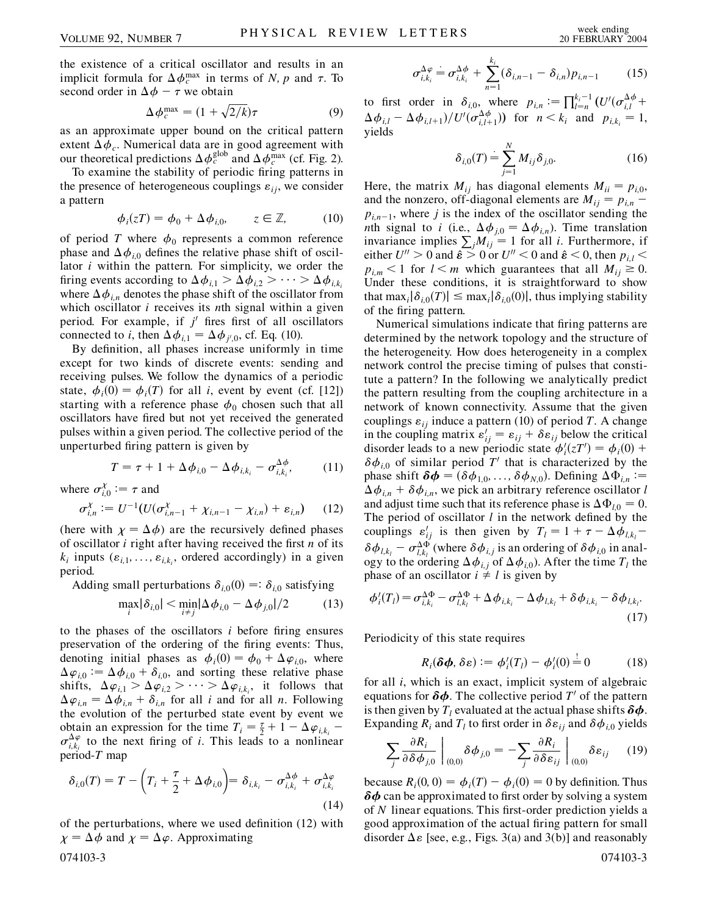the existence of a critical oscillator and results in an implicit formula for $\Delta\phi_c^{\max}$ in terms of $N$, $p$ and $\tau$. To second order in $\Delta\phi - \tau$ we obtain

$$\Delta\phi_c^{\max} = (1 + \sqrt{2/k})\tau \tag{9}$$

as an approximate upper bound on the critical pattern extent $\Delta\phi_c$. Numerical data are in good agreement with our theoretical predictions $\Delta\phi_c^{\text{glob}}$ and $\Delta\phi_c^{\max}$ (cf. Fig. 2).

To examine the stability of periodic firing patterns in the presence of heterogeneous couplings $\varepsilon_{ij}$, we consider a pattern

$$\phi_i(zT) = \phi_0 + \Delta\phi_{i,0}, \qquad z \in \mathbb{Z}, \tag{10}$$

of period $T$ where $\phi_0$ represents a common reference phase and $\Delta\phi_{i,0}$ defines the relative phase shift of oscillator $i$ within the pattern. For simplicity, we order the firing events according to $\Delta\phi_{i,1} > \Delta\phi_{i,2} > \cdots > \Delta\phi_{i,k_i}$ where $\Delta\phi_{i,n}$ denotes the phase shift of the oscillator from which oscillator $i$ receives its $n$th signal within a given period. For example, if $j'$ fires first of all oscillators connected to $i$, then $\Delta\phi_{i,1} = \Delta\phi_{j',0}$, cf. Eq. (10).

By definition, all phases increase uniformly in time except for two kinds of discrete events: sending and receiving pulses. We follow the dynamics of a periodic state, $\phi_i(0) = \phi_i(T)$ for all $i$, event by event (cf. [12]) starting with a reference phase $\phi_0$ chosen such that all oscillators have fired but not yet received the generated pulses within a given period. The collective period of the unperturbed firing pattern is given by

$$T = \tau + 1 + \Delta\phi_{i,0} - \Delta\phi_{i,k_i} - \sigma_{i,k_i}^{\Delta\phi}, \tag{11}$$

where $\sigma_{i,0}^{\chi} := \tau$ and

$$\sigma_{i,n}^{\chi} := U^{-1}(U(\sigma_{i,n-1}^{\chi} + \chi_{i,n-1} - \chi_{i,n}) + \varepsilon_{i,n}) \tag{12}$$

(here with $\chi = \Delta\phi$) are the recursively defined phases of oscillator $i$ right after having received the first $n$ of its $k_i$ inputs ($\varepsilon_{i,1}, \ldots, \varepsilon_{i,k_i}$, ordered accordingly) in a given period.

Adding small perturbations $\delta_{i,0}(0) =: \delta_{i,0}$ satisfying

$$\max_i |\delta_{i,0}| < \min_{i \neq j} |\Delta\phi_{i,0} - \Delta\phi_{j,0}|/2 \tag{13}$$

to the phases of the oscillators $i$ before firing ensures preservation of the ordering of the firing events: Thus, denoting initial phases as $\phi_i(0) = \phi_0 + \Delta\varphi_{i,0}$, where $\Delta\varphi_{i,0} := \Delta\phi_{i,0} + \delta_{i,0}$, and sorting these relative phase shifts, $\Delta\varphi_{i,1} > \Delta\varphi_{i,2} > \cdots > \Delta\varphi_{i,k_i}$, it follows that $\Delta\varphi_{i,n} = \Delta\phi_{i,n} + \delta_{i,n}$ for all $i$ and for all $n$. Following the evolution of the perturbed state event by event we obtain an expression for the time $T_i = \frac{\tau}{2} + 1 - \Delta\varphi_{i,k_i} - \sigma_{i,k_i}^{\Delta\varphi}$ to the next firing of $i$. This leads to a nonlinear period-$T$ map

$$\delta_{i,0}(T) = T - \left(T_i + \frac{\tau}{2} + \Delta\phi_{i,0}\right) = \delta_{i,k_i} - \sigma_{i,k_i}^{\Delta\phi} + \sigma_{i,k_i}^{\Delta\varphi} \tag{14}$$

of the perturbations, where we used definition (12) with $\chi = \Delta\phi$ and $\chi = \Delta\varphi$. Approximating

$$\sigma_{i,k_i}^{\Delta\varphi} \doteq \sigma_{i,k_i}^{\Delta\phi} + \sum_{n=1}^{k_i} (\delta_{i,n-1} - \delta_{i,n}) p_{i,n-1} \tag{15}$$

to first order in $\delta_{i,0}$, where $p_{i,n} := \prod_{l=n}^{k_i-1} (U'(\sigma_{i,l}^{\Delta\phi} + \Delta\phi_{i,l} - \Delta\phi_{i,l+1})/U'(\sigma_{i,l+1}^{\Delta\phi}))$ for $n < k_i$ and $p_{i,k_i} = 1$, yields

$$\delta_{i,0}(T) \doteq \sum_{j=1}^{N} M_{ij}\delta_{j,0}. \tag{16}$$

Here, the matrix $M_{ij}$ has diagonal elements $M_{ii} = p_{i,0}$, and the nonzero, off-diagonal elements are $M_{ij} = p_{i,n} - p_{i,n-1}$, where $j$ is the index of the oscillator sending the $n$th signal to $i$ (i.e., $\Delta\phi_{j,0} = \Delta\phi_{i,n}$). Time translation invariance implies $\sum_j M_{ij} = 1$ for all $i$. Furthermore, if either $U'' > 0$ and $\hat{\varepsilon} > 0$ or $U'' < 0$ and $\hat{\varepsilon} < 0$, then $p_{i,l} < p_{i,m} < 1$ for $l < m$ which guarantees that all $M_{ij} \geq 0$. Under these conditions, it is straightforward to show that $\max_i |\delta_{i,0}(T)| \leq \max_i |\delta_{i,0}(0)|$, thus implying stability of the firing pattern.

Numerical simulations indicate that firing patterns are determined by the network topology and the structure of the heterogeneity. How does heterogeneity in a complex network control the precise timing of pulses that constitute a pattern? In the following we analytically predict the pattern resulting from the coupling architecture in a network of known connectivity. Assume that the given couplings $\varepsilon_{ij}$ induce a pattern (10) of period $T$. A change in the coupling matrix $\varepsilon'_{ij} = \varepsilon_{ij} + \delta\varepsilon_{ij}$ below the critical disorder leads to a new periodic state $\phi'_i(zT') = \phi_i(0) + \delta\phi_{i,0}$ of similar period $T'$ that is characterized by the phase shift $\boldsymbol{\delta\phi} = (\delta\phi_{1,0}, \ldots, \delta\phi_{N,0})$. Defining $\Delta\Phi_{i,n} := \Delta\phi_{i,n} + \delta\phi_{i,n}$, we pick an arbitrary reference oscillator $l$ and adjust time such that its reference phase is $\Delta\Phi_{l,0} = 0$. The period of oscillator $l$ in the network defined by the couplings $\varepsilon'_{ij}$ is then given by $T_l = 1 + \tau - \Delta\phi_{l,k_l} - \delta\phi_{l,k_l} - \sigma_{l,k_l}^{\Delta\Phi}$ (where $\delta\phi_{i,j}$ is an ordering of $\delta\phi_{i,0}$ in analogy to the ordering $\Delta\phi_{i,j}$ of $\Delta\phi_{i,0}$). After the time $T_l$ the phase of an oscillator $i \neq l$ is given by

$$\phi'_i(T_l) = \sigma_{i,k_i}^{\Delta\Phi} - \sigma_{l,k_l}^{\Delta\Phi} + \Delta\phi_{i,k_i} - \Delta\phi_{l,k_l} + \delta\phi_{i,k_i} - \delta\phi_{l,k_l}. \tag{17}$$

Periodicity of this state requires

$$R_i(\boldsymbol{\delta\phi}, \delta\varepsilon) := \phi'_i(T_l) - \phi'_i(0) \stackrel{!}{=} 0 \tag{18}$$

for all $i$, which is an exact, implicit system of algebraic equations for $\boldsymbol{\delta\phi}$. The collective period $T'$ of the pattern is then given by $T_l$ evaluated at the actual phase shifts $\boldsymbol{\delta\phi}$. Expanding $R_i$ and $T_l$ to first order in $\delta\varepsilon_{ij}$ and $\delta\phi_{i,0}$ yields

$$\sum_j \frac{\partial R_i}{\partial \delta\phi_{j,0}}\bigg|_{(0,0)} \delta\phi_{j,0} = -\sum_j \frac{\partial R_i}{\partial \delta\varepsilon_{ij}}\bigg|_{(0,0)} \delta\varepsilon_{ij} \tag{19}$$

because $R_i(0, 0) = \phi_i(T) - \phi_i(0) = 0$ by definition. Thus $\boldsymbol{\delta\phi}$ can be approximated to first order by solving a system of $N$ linear equations. This first-order prediction yields a good approximation of the actual firing pattern for small disorder $\Delta\varepsilon$ [see, e.g., Figs. 3(a) and 3(b)] and reasonably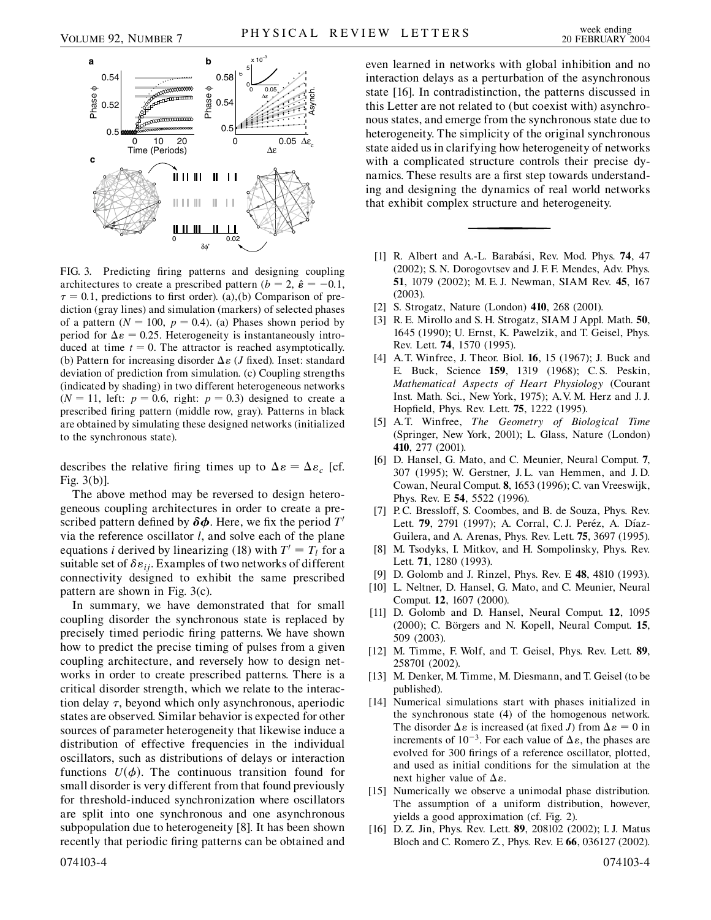a
0.54
0.52
0.5
Phase $\phi$
0 10 20
Time (Periods)

b
0.58
0.54
0.5
Phase $\phi$
x $10^{-3}$
5
0
0 0.05
$\Delta\varepsilon$
Asynch.
0 0.05 $\Delta\varepsilon_c$
$\Delta\varepsilon$

c
0 0.02
$\delta\phi'$

FIG. 3. Predicting firing patterns and designing coupling architectures to create a prescribed pattern ($b = 2$, $\hat{\varepsilon} = -0.1$, $\tau = 0.1$, predictions to first order). (a),(b) Comparison of prediction (gray lines) and simulation (markers) of selected phases of a pattern ($N = 100$, $p = 0.4$). (a) Phases shown period by period for $\Delta\varepsilon = 0.25$. Heterogeneity is instantaneously introduced at time $t = 0$. The attractor is reached asymptotically. (b) Pattern for increasing disorder $\Delta\varepsilon$ ($J$ fixed). Inset: standard deviation of prediction from simulation. (c) Coupling strengths (indicated by shading) in two different heterogeneous networks ($N = 11$, left: $p = 0.6$, right: $p = 0.3$) designed to create a prescribed firing pattern (middle row, gray). Patterns in black are obtained by simulating these designed networks (initialized to the synchronous state).

describes the relative firing times up to $\Delta\varepsilon = \Delta\varepsilon_c$ [cf. Fig. 3(b)].

The above method may be reversed to design heterogeneous coupling architectures in order to create a prescribed pattern defined by $\boldsymbol{\delta\phi}$. Here, we fix the period $T'$ via the reference oscillator $l$, and solve each of the plane equations $i$ derived by linearizing (18) with $T' = T_l$ for a suitable set of $\delta\varepsilon_{ij}$. Examples of two networks of different connectivity designed to exhibit the same prescribed pattern are shown in Fig. 3(c).

In summary, we have demonstrated that for small coupling disorder the synchronous state is replaced by precisely timed periodic firing patterns. We have shown how to predict the precise timing of pulses from a given coupling architecture, and reversely how to design networks in order to create prescribed patterns. There is a critical disorder strength, which we relate to the interaction delay $\tau$, beyond which only asynchronous, aperiodic states are observed. Similar behavior is expected for other sources of parameter heterogeneity that likewise induce a distribution of effective frequencies in the individual oscillators, such as distributions of delays or interaction functions $U(\phi)$. The continuous transition found for small disorder is very different from that found previously for threshold-induced synchronization where oscillators are split into one synchronous and one asynchronous subpopulation due to heterogeneity [8]. It has been shown recently that periodic firing patterns can be obtained and even learned in networks with global inhibition and no interaction delays as a perturbation of the asynchronous state [16]. In contradistinction, the patterns discussed in this Letter are not related to (but coexist with) asynchronous states, and emerge from the synchronous state due to heterogeneity. The simplicity of the original synchronous state aided us in clarifying how heterogeneity of networks with a complicated structure controls their precise dynamics. These results are a first step towards understanding and designing the dynamics of real world networks that exhibit complex structure and heterogeneity.

---

[1] R. Albert and A.-L. Barabási, Rev. Mod. Phys. **74**, 47 (2002); S. N. Dorogovtsev and J. F. F. Mendes, Adv. Phys. **51**, 1079 (2002); M. E. J. Newman, SIAM Rev. **45**, 167 (2003).

[2] S. Strogatz, Nature (London) **410**, 268 (2001).

[3] R. E. Mirollo and S. H. Strogatz, SIAM J Appl. Math. **50**, 1645 (1990); U. Ernst, K. Pawelzik, and T. Geisel, Phys. Rev. Lett. **74**, 1570 (1995).

[4] A. T. Winfree, J. Theor. Biol. **16**, 15 (1967); J. Buck and E. Buck, Science **159**, 1319 (1968); C. S. Peskin, *Mathematical Aspects of Heart Physiology* (Courant Inst. Math. Sci., New York, 1975); A. V. M. Herz and J. J. Hopfield, Phys. Rev. Lett. **75**, 1222 (1995).

[5] A. T. Winfree, *The Geometry of Biological Time* (Springer, New York, 2001); L. Glass, Nature (London) **410**, 277 (2001).

[6] D. Hansel, G. Mato, and C. Meunier, Neural Comput. **7**, 307 (1995); W. Gerstner, J. L. van Hemmen, and J. D. Cowan, Neural Comput. **8**, 1653 (1996); C. van Vreeswijk, Phys. Rev. E **54**, 5522 (1996).

[7] P. C. Bressloff, S. Coombes, and B. de Souza, Phys. Rev. Lett. **79**, 2791 (1997); A. Corral, C. J. Peréz, A. Díaz-Guilera, and A. Arenas, Phys. Rev. Lett. **75**, 3697 (1995).

[8] M. Tsodyks, I. Mitkov, and H. Sompolinsky, Phys. Rev. Lett. **71**, 1280 (1993).

[9] D. Golomb and J. Rinzel, Phys. Rev. E **48**, 4810 (1993).

[10] L. Neltner, D. Hansel, G. Mato, and C. Meunier, Neural Comput. **12**, 1607 (2000).

[11] D. Golomb and D. Hansel, Neural Comput. **12**, 1095 (2000); C. Börgers and N. Kopell, Neural Comput. **15**, 509 (2003).

[12] M. Timme, F. Wolf, and T. Geisel, Phys. Rev. Lett. **89**, 258701 (2002).

[13] M. Denker, M. Timme, M. Diesmann, and T. Geisel (to be published).

[14] Numerical simulations start with phases initialized in the synchronous state (4) of the homogenous network. The disorder $\Delta\varepsilon$ is increased (at fixed $J$) from $\Delta\varepsilon = 0$ in increments of $10^{-3}$. For each value of $\Delta\varepsilon$, the phases are evolved for 300 firings of a reference oscillator, plotted, and used as initial conditions for the simulation at the next higher value of $\Delta\varepsilon$.

[15] Numerically we observe a unimodal phase distribution. The assumption of a uniform distribution, however, yields a good approximation (cf. Fig. 2).

[16] D. Z. Jin, Phys. Rev. Lett. **89**, 208102 (2002); I. J. Matus Bloch and C. Romero Z., Phys. Rev. E **66**, 036127 (2002).